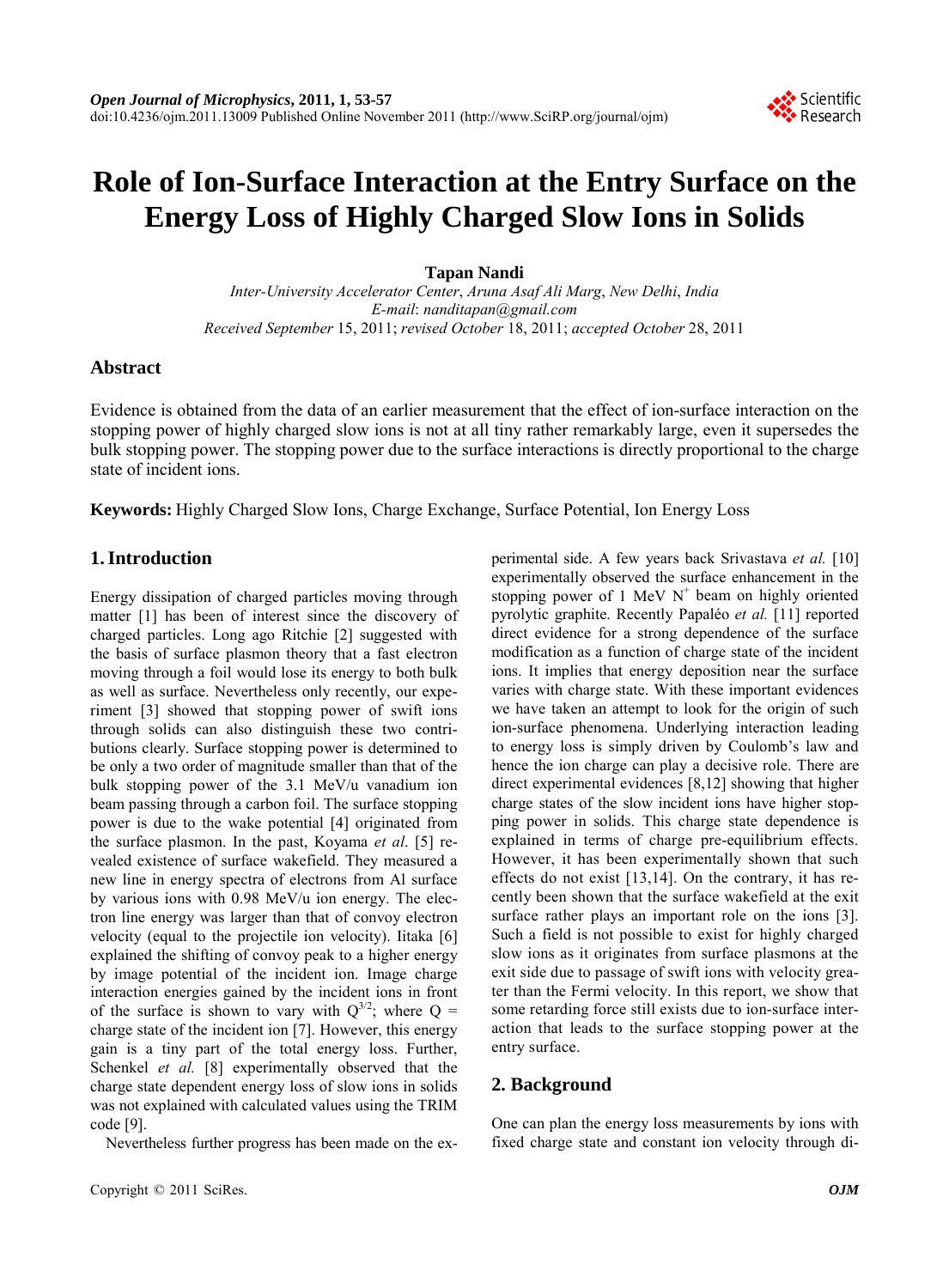# Role of Ion-Surface Interaction at the Entry Surface on the Energy Loss of Highly Charged Slow Ions in Solids

**Tapan Nandi**

*Inter-University Accelerator Center, Aruna Asaf Ali Marg, New Delhi, India*
*E-mail: nanditapan@gmail.com*
*Received September 15, 2011; revised October 18, 2011; accepted October 28, 2011*

## Abstract

Evidence is obtained from the data of an earlier measurement that the effect of ion-surface interaction on the stopping power of highly charged slow ions is not at all tiny rather remarkably large, even it supersedes the bulk stopping power. The stopping power due to the surface interactions is directly proportional to the charge state of incident ions.

**Keywords:** Highly Charged Slow Ions, Charge Exchange, Surface Potential, Ion Energy Loss

## 1. Introduction

Energy dissipation of charged particles moving through matter [1] has been of interest since the discovery of charged particles. Long ago Ritchie [2] suggested with the basis of surface plasmon theory that a fast electron moving through a foil would lose its energy to both bulk as well as surface. Nevertheless only recently, our experiment [3] showed that stopping power of swift ions through solids can also distinguish these two contributions clearly. Surface stopping power is determined to be only a two order of magnitude smaller than that of the bulk stopping power of the 3.1 MeV/u vanadium ion beam passing through a carbon foil. The surface stopping power is due to the wake potential [4] originated from the surface plasmon. In the past, Koyama *et al*. [5] revealed existence of surface wakefield. They measured a new line in energy spectra of electrons from Al surface by various ions with 0.98 MeV/u ion energy. The electron line energy was larger than that of convoy electron velocity (equal to the projectile ion velocity). Iitaka [6] explained the shifting of convoy peak to a higher energy by image potential of the incident ion. Image charge interaction energies gained by the incident ions in front of the surface is shown to vary with $Q^{3/2}$; where Q = charge state of the incident ion [7]. However, this energy gain is a tiny part of the total energy loss. Further, Schenkel *et al.* [8] experimentally observed that the charge state dependent energy loss of slow ions in solids was not explained with calculated values using the TRIM code [9].

Nevertheless further progress has been made on the experimental side. A few years back Srivastava *et al.* [10] experimentally observed the surface enhancement in the stopping power of 1 MeV $N^+$ beam on highly oriented pyrolytic graphite. Recently Papaléo *et al.* [11] reported direct evidence for a strong dependence of the surface modification as a function of charge state of the incident ions. It implies that energy deposition near the surface varies with charge state. With these important evidences we have taken an attempt to look for the origin of such ion-surface phenomena. Underlying interaction leading to energy loss is simply driven by Coulomb's law and hence the ion charge can play a decisive role. There are direct experimental evidences [8,12] showing that higher charge states of the slow incident ions have higher stopping power in solids. This charge state dependence is explained in terms of charge pre-equilibrium effects. However, it has been experimentally shown that such effects do not exist [13,14]. On the contrary, it has recently been shown that the surface wakefield at the exit surface rather plays an important role on the ions [3]. Such a field is not possible to exist for highly charged slow ions as it originates from surface plasmons at the exit side due to passage of swift ions with velocity greater than the Fermi velocity. In this report, we show that some retarding force still exists due to ion-surface interaction that leads to the surface stopping power at the entry surface.

## 2. Background

One can plan the energy loss measurements by ions with fixed charge state and constant ion velocity through di-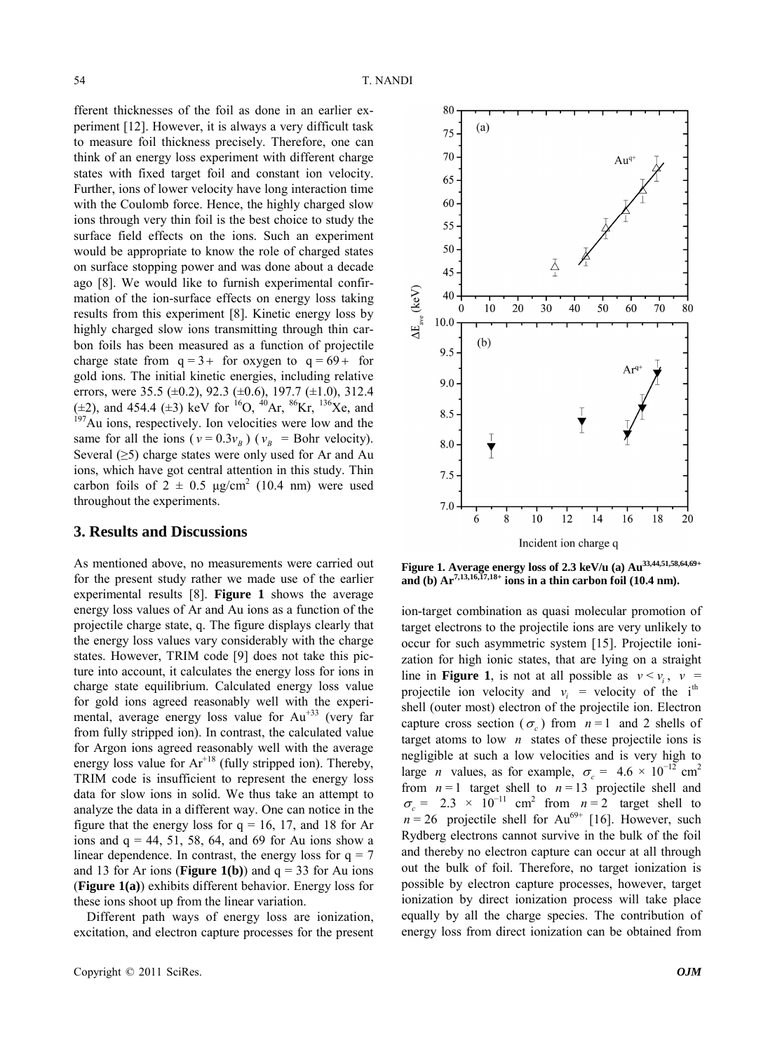fferent thicknesses of the foil as done in an earlier experiment [12]. However, it is always a very difficult task to measure foil thickness precisely. Therefore, one can think of an energy loss experiment with different charge states with fixed target foil and constant ion velocity. Further, ions of lower velocity have long interaction time with the Coulomb force. Hence, the highly charged slow ions through very thin foil is the best choice to study the surface field effects on the ions. Such an experiment would be appropriate to know the role of charged states on surface stopping power and was done about a decade ago [8]. We would like to furnish experimental confirmation of the ion-surface effects on energy loss taking results from this experiment [8]. Kinetic energy loss by highly charged slow ions transmitting through thin carbon foils has been measured as a function of projectile charge state from $q = 3+$ for oxygen to $q = 69+$ for gold ions. The initial kinetic energies, including relative errors, were 35.5 (±0.2), 92.3 (±0.6), 197.7 (±1.0), 312.4 (±2), and 454.4 (±3) keV for $^{16}$O, $^{40}$Ar, $^{86}$Kr, $^{136}$Xe, and $^{197}$Au ions, respectively. Ion velocities were low and the same for all the ions ($v = 0.3v_B$) ($v_B$ = Bohr velocity). Several (≥5) charge states were only used for Ar and Au ions, which have got central attention in this study. Thin carbon foils of 2 ± 0.5 μg/cm$^2$ (10.4 nm) were used throughout the experiments.

## 3. Results and Discussions

As mentioned above, no measurements were carried out for the present study rather we made use of the earlier experimental results [8]. **Figure 1** shows the average energy loss values of Ar and Au ions as a function of the projectile charge state, q. The figure displays clearly that the energy loss values vary considerably with the charge states. However, TRIM code [9] does not take this picture into account, it calculates the energy loss for ions in charge state equilibrium. Calculated energy loss value for gold ions agreed reasonably well with the experimental, average energy loss value for Au$^{+33}$ (very far from fully stripped ion). In contrast, the calculated value for Argon ions agreed reasonably well with the average energy loss value for Ar$^{+18}$ (fully stripped ion). Thereby, TRIM code is insufficient to represent the energy loss data for slow ions in solid. We thus take an attempt to analyze the data in a different way. One can notice in the figure that the energy loss for q = 16, 17, and 18 for Ar ions and q = 44, 51, 58, 64, and 69 for Au ions show a linear dependence. In contrast, the energy loss for q = 7 and 13 for Ar ions (**Figure 1(b)**) and q = 33 for Au ions (**Figure 1(a)**) exhibits different behavior. Energy loss for these ions shoot up from the linear variation.

Different path ways of energy loss are ionization, excitation, and electron capture processes for the present ion-target combination as quasi molecular promotion of target electrons to the projectile ions are very unlikely to occur for such asymmetric system [15]. Projectile ionization for high ionic states, that are lying on a straight line in **Figure 1**, is not at all possible as $v < v_i$, $v$ = projectile ion velocity and $v_i$ = velocity of the i$^{\text{th}}$ shell (outer most) electron of the projectile ion. Electron capture cross section ($\sigma_c$) from $n = 1$ and 2 shells of target atoms to low $n$ states of these projectile ions is negligible at such a low velocities and is very high to large $n$ values, as for example, $\sigma_c$ = 4.6 × 10$^{-12}$ cm$^2$ from $n = 1$ target shell to $n = 13$ projectile shell and $\sigma_c$ = 2.3 × 10$^{-11}$ cm$^2$ from $n = 2$ target shell to $n = 26$ projectile shell for Au$^{69+}$ [16]. However, such Rydberg electrons cannot survive in the bulk of the foil and thereby no electron capture can occur at all through out the bulk of foil. Therefore, no target ionization is possible by electron capture processes, however, target ionization by direct ionization process will take place equally by all the charge species. The contribution of energy loss from direct ionization can be obtained from

**Figure 1. Average energy loss of 2.3 keV/u (a) Au$^{33,44,51,58,64,69+}$ and (b) Ar$^{7,13,16,17,18+}$ ions in a thin carbon foil (10.4 nm).**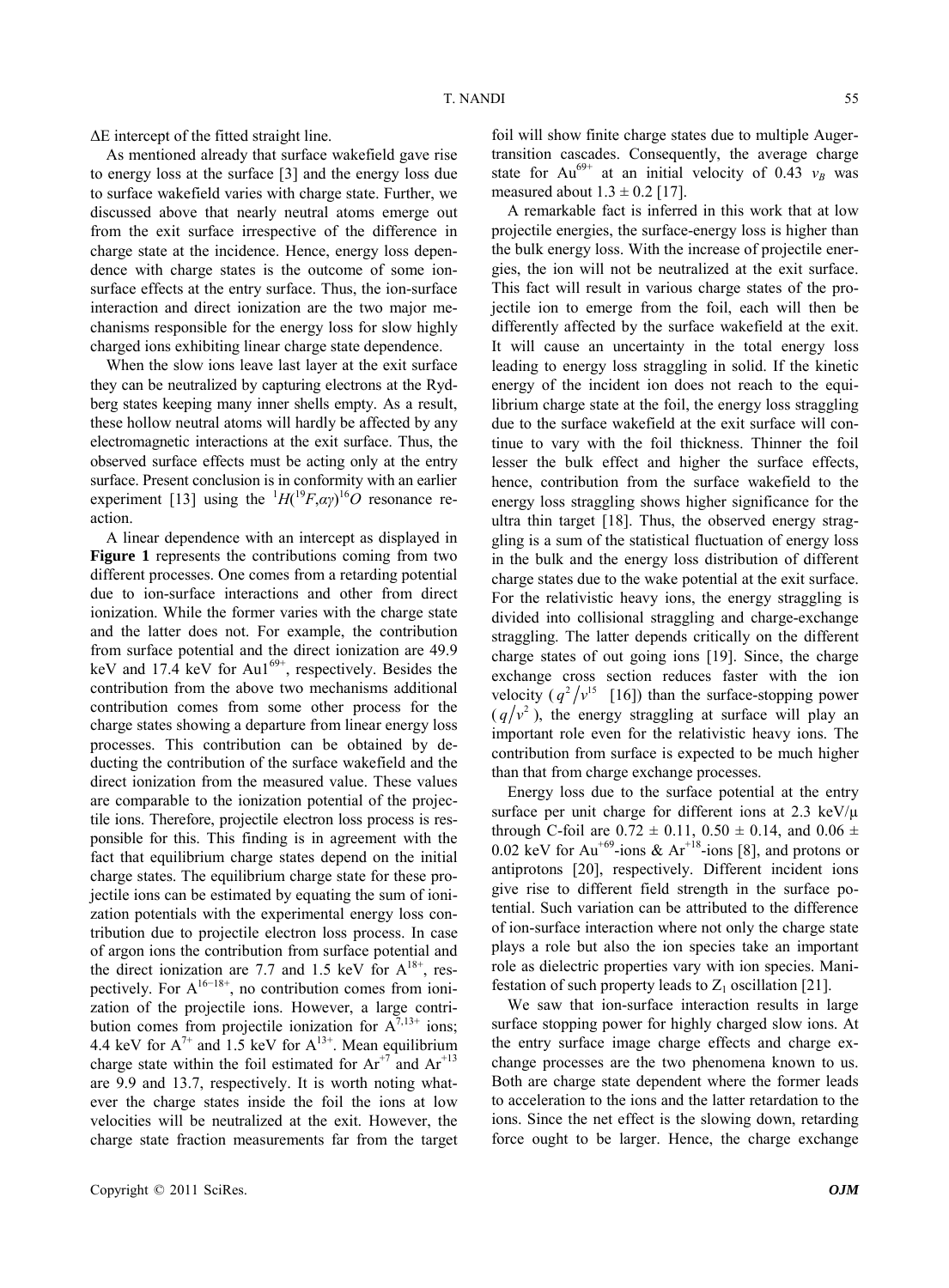ΔE intercept of the fitted straight line.

As mentioned already that surface wakefield gave rise to energy loss at the surface [3] and the energy loss due to surface wakefield varies with charge state. Further, we discussed above that nearly neutral atoms emerge out from the exit surface irrespective of the difference in charge state at the incidence. Hence, energy loss dependence with charge states is the outcome of some ion-surface effects at the entry surface. Thus, the ion-surface interaction and direct ionization are the two major mechanisms responsible for the energy loss for slow highly charged ions exhibiting linear charge state dependence.

When the slow ions leave last layer at the exit surface they can be neutralized by capturing electrons at the Rydberg states keeping many inner shells empty. As a result, these hollow neutral atoms will hardly be affected by any electromagnetic interactions at the exit surface. Thus, the observed surface effects must be acting only at the entry surface. Present conclusion is in conformity with an earlier experiment [13] using the $^{1}H(^{19}F,\alpha\gamma)^{16}O$ resonance reaction.

A linear dependence with an intercept as displayed in **Figure 1** represents the contributions coming from two different processes. One comes from a retarding potential due to ion-surface interactions and other from direct ionization. While the former varies with the charge state and the latter does not. For example, the contribution from surface potential and the direct ionization are 49.9 keV and 17.4 keV for $Au1^{69+}$, respectively. Besides the contribution from the above two mechanisms additional contribution comes from some other process for the charge states showing a departure from linear energy loss processes. This contribution can be obtained by deducting the contribution of the surface wakefield and the direct ionization from the measured value. These values are comparable to the ionization potential of the projectile ions. Therefore, projectile electron loss process is responsible for this. This finding is in agreement with the fact that equilibrium charge states depend on the initial charge states. The equilibrium charge state for these projectile ions can be estimated by equating the sum of ionization potentials with the experimental energy loss contribution due to projectile electron loss process. In case of argon ions the contribution from surface potential and the direct ionization are 7.7 and 1.5 keV for $A^{18+}$, respectively. For $A^{16–18+}$, no contribution comes from ionization of the projectile ions. However, a large contribution comes from projectile ionization for $A^{7,13+}$ ions; 4.4 keV for $A^{7+}$ and 1.5 keV for $A^{13+}$. Mean equilibrium charge state within the foil estimated for $Ar^{+7}$ and $Ar^{+13}$ are 9.9 and 13.7, respectively. It is worth noting whatever the charge states inside the foil the ions at low velocities will be neutralized at the exit. However, the charge state fraction measurements far from the target foil will show finite charge states due to multiple Auger-transition cascades. Consequently, the average charge state for $Au^{69+}$ at an initial velocity of 0.43 $v_B$ was measured about 1.3 ± 0.2 [17].

A remarkable fact is inferred in this work that at low projectile energies, the surface-energy loss is higher than the bulk energy loss. With the increase of projectile energies, the ion will not be neutralized at the exit surface. This fact will result in various charge states of the projectile ion to emerge from the foil, each will then be differently affected by the surface wakefield at the exit. It will cause an uncertainty in the total energy loss leading to energy loss straggling in solid. If the kinetic energy of the incident ion does not reach to the equilibrium charge state at the foil, the energy loss straggling due to the surface wakefield at the exit surface will continue to vary with the foil thickness. Thinner the foil lesser the bulk effect and higher the surface effects, hence, contribution from the surface wakefield to the energy loss straggling shows higher significance for the ultra thin target [18]. Thus, the observed energy straggling is a sum of the statistical fluctuation of energy loss in the bulk and the energy loss distribution of different charge states due to the wake potential at the exit surface. For the relativistic heavy ions, the energy straggling is divided into collisional straggling and charge-exchange straggling. The latter depends critically on the different charge states of out going ions [19]. Since, the charge exchange cross section reduces faster with the ion velocity ($q^2/v^{15}$ [16]) than the surface-stopping power ($q/v^2$), the energy straggling at surface will play an important role even for the relativistic heavy ions. The contribution from surface is expected to be much higher than that from charge exchange processes.

Energy loss due to the surface potential at the entry surface per unit charge for different ions at 2.3 keV/μ through C-foil are 0.72 ± 0.11, 0.50 ± 0.14, and 0.06 ± 0.02 keV for $Au^{+69}$-ions & $Ar^{+18}$-ions [8], and protons or antiprotons [20], respectively. Different incident ions give rise to different field strength in the surface potential. Such variation can be attributed to the difference of ion-surface interaction where not only the charge state plays a role but also the ion species take an important role as dielectric properties vary with ion species. Manifestation of such property leads to $Z_1$ oscillation [21].

We saw that ion-surface interaction results in large surface stopping power for highly charged slow ions. At the entry surface image charge effects and charge exchange processes are the two phenomena known to us. Both are charge state dependent where the former leads to acceleration to the ions and the latter retardation to the ions. Since the net effect is the slowing down, retarding force ought to be larger. Hence, the charge exchange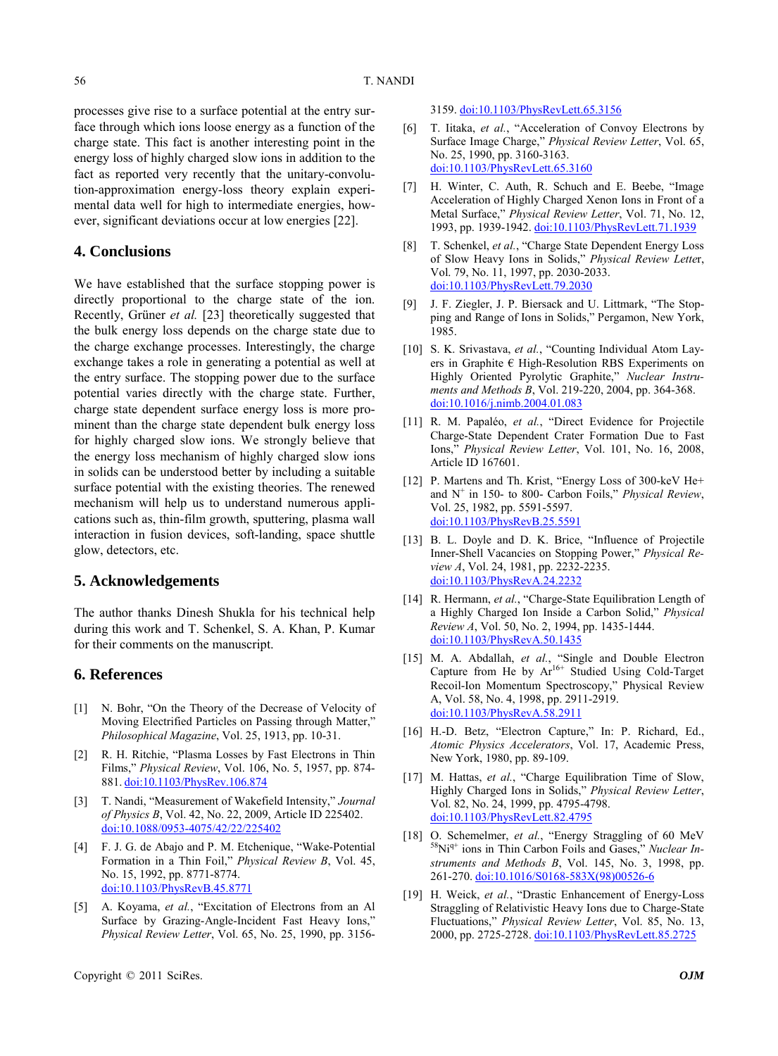processes give rise to a surface potential at the entry surface through which ions loose energy as a function of the charge state. This fact is another interesting point in the energy loss of highly charged slow ions in addition to the fact as reported very recently that the unitary-convolution-approximation energy-loss theory explain experimental data well for high to intermediate energies, however, significant deviations occur at low energies [22].

## 4. Conclusions

We have established that the surface stopping power is directly proportional to the charge state of the ion. Recently, Grüner *et al.* [23] theoretically suggested that the bulk energy loss depends on the charge state due to the charge exchange processes. Interestingly, the charge exchange takes a role in generating a potential as well at the entry surface. The stopping power due to the surface potential varies directly with the charge state. Further, charge state dependent surface energy loss is more prominent than the charge state dependent bulk energy loss for highly charged slow ions. We strongly believe that the energy loss mechanism of highly charged slow ions in solids can be understood better by including a suitable surface potential with the existing theories. The renewed mechanism will help us to understand numerous applications such as, thin-film growth, sputtering, plasma wall interaction in fusion devices, soft-landing, space shuttle glow, detectors, etc.

## 5. Acknowledgements

The author thanks Dinesh Shukla for his technical help during this work and T. Schenkel, S. A. Khan, P. Kumar for their comments on the manuscript.

## 6. References

[1] N. Bohr, "On the Theory of the Decrease of Velocity of Moving Electrified Particles on Passing through Matter," *Philosophical Magazine*, Vol. 25, 1913, pp. 10-31.

[2] R. H. Ritchie, "Plasma Losses by Fast Electrons in Thin Films," *Physical Review*, Vol. 106, No. 5, 1957, pp. 874-881. doi:10.1103/PhysRev.106.874

[3] T. Nandi, "Measurement of Wakefield Intensity," *Journal of Physics B*, Vol. 42, No. 22, 2009, Article ID 225402. doi:10.1088/0953-4075/42/22/225402

[4] F. J. G. de Abajo and P. M. Etchenique, "Wake-Potential Formation in a Thin Foil," *Physical Review B*, Vol. 45, No. 15, 1992, pp. 8771-8774. doi:10.1103/PhysRevB.45.8771

[5] A. Koyama, *et al.*, "Excitation of Electrons from an Al Surface by Grazing-Angle-Incident Fast Heavy Ions," *Physical Review Letter*, Vol. 65, No. 25, 1990, pp. 3156-3159. doi:10.1103/PhysRevLett.65.3156

[6] T. Iitaka, *et al.*, "Acceleration of Convoy Electrons by Surface Image Charge," *Physical Review Letter*, Vol. 65, No. 25, 1990, pp. 3160-3163. doi:10.1103/PhysRevLett.65.3160

[7] H. Winter, C. Auth, R. Schuch and E. Beebe, "Image Acceleration of Highly Charged Xenon Ions in Front of a Metal Surface," *Physical Review Letter*, Vol. 71, No. 12, 1993, pp. 1939-1942. doi:10.1103/PhysRevLett.71.1939

[8] T. Schenkel, *et al.*, "Charge State Dependent Energy Loss of Slow Heavy Ions in Solids," *Physical Review Letter*, Vol. 79, No. 11, 1997, pp. 2030-2033. doi:10.1103/PhysRevLett.79.2030

[9] J. F. Ziegler, J. P. Biersack and U. Littmark, "The Stopping and Range of Ions in Solids," Pergamon, New York, 1985.

[10] S. K. Srivastava, *et al.*, "Counting Individual Atom Layers in Graphite € High-Resolution RBS Experiments on Highly Oriented Pyrolytic Graphite," *Nuclear Instruments and Methods B*, Vol. 219-220, 2004, pp. 364-368. doi:10.1016/j.nimb.2004.01.083

[11] R. M. Papaléo, *et al.*, "Direct Evidence for Projectile Charge-State Dependent Crater Formation Due to Fast Ions," *Physical Review Letter*, Vol. 101, No. 16, 2008, Article ID 167601.

[12] P. Martens and Th. Krist, "Energy Loss of 300-keV He+ and $N^+$ in 150- to 800- Carbon Foils," *Physical Review*, Vol. 25, 1982, pp. 5591-5597. doi:10.1103/PhysRevB.25.5591

[13] B. L. Doyle and D. K. Brice, "Influence of Projectile Inner-Shell Vacancies on Stopping Power," *Physical Review A*, Vol. 24, 1981, pp. 2232-2235. doi:10.1103/PhysRevA.24.2232

[14] R. Hermann, *et al.*, "Charge-State Equilibration Length of a Highly Charged Ion Inside a Carbon Solid," *Physical Review A*, Vol. 50, No. 2, 1994, pp. 1435-1444. doi:10.1103/PhysRevA.50.1435

[15] M. A. Abdallah, *et al.*, "Single and Double Electron Capture from He by $Ar^{16+}$ Studied Using Cold-Target Recoil-Ion Momentum Spectroscopy," Physical Review A, Vol. 58, No. 4, 1998, pp. 2911-2919. doi:10.1103/PhysRevA.58.2911

[16] H.-D. Betz, "Electron Capture," In: P. Richard, Ed., *Atomic Physics Accelerators*, Vol. 17, Academic Press, New York, 1980, pp. 89-109.

[17] M. Hattas, *et al.*, "Charge Equilibration Time of Slow, Highly Charged Ions in Solids," *Physical Review Letter*, Vol. 82, No. 24, 1999, pp. 4795-4798. doi:10.1103/PhysRevLett.82.4795

[18] O. Schemelmer, *et al.*, "Energy Straggling of 60 MeV $^{58}Ni^{q+}$ ions in Thin Carbon Foils and Gases," *Nuclear Instruments and Methods B*, Vol. 145, No. 3, 1998, pp. 261-270. doi:10.1016/S0168-583X(98)00526-6

[19] H. Weick, *et al.*, "Drastic Enhancement of Energy-Loss Straggling of Relativistic Heavy Ions due to Charge-State Fluctuations," *Physical Review Letter*, Vol. 85, No. 13, 2000, pp. 2725-2728. doi:10.1103/PhysRevLett.85.2725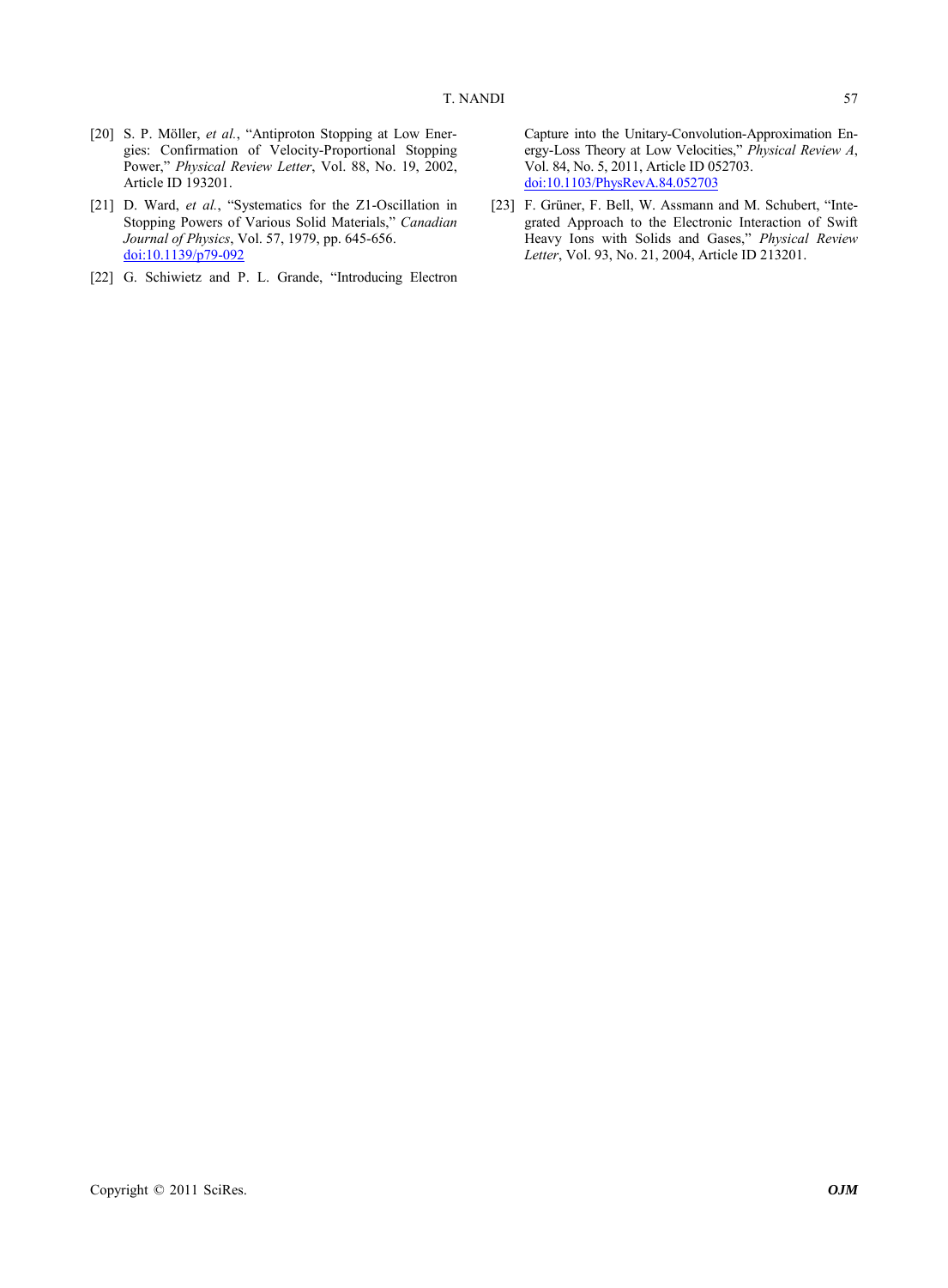[20] S. P. Möller, *et al.*, "Antiproton Stopping at Low Energies: Confirmation of Velocity-Proportional Stopping Power," *Physical Review Letter*, Vol. 88, No. 19, 2002, Article ID 193201.

[21] D. Ward, *et al.*, "Systematics for the Z1-Oscillation in Stopping Powers of Various Solid Materials," *Canadian Journal of Physics*, Vol. 57, 1979, pp. 645-656. doi:10.1139/p79-092

[22] G. Schiwietz and P. L. Grande, "Introducing Electron Capture into the Unitary-Convolution-Approximation Energy-Loss Theory at Low Velocities," *Physical Review A*, Vol. 84, No. 5, 2011, Article ID 052703. doi:10.1103/PhysRevA.84.052703

[23] F. Grüner, F. Bell, W. Assmann and M. Schubert, "Integrated Approach to the Electronic Interaction of Swift Heavy Ions with Solids and Gases," *Physical Review Letter*, Vol. 93, No. 21, 2004, Article ID 213201.